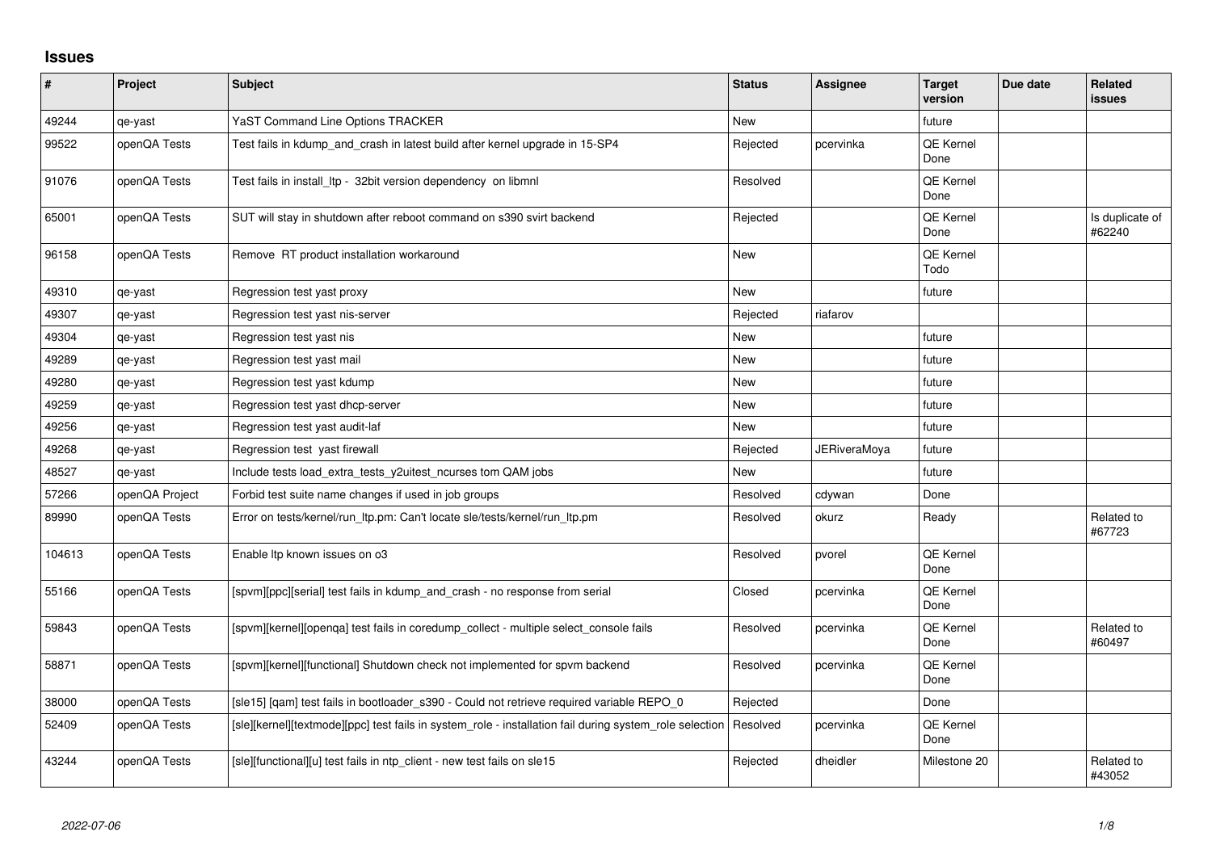## Issues

| # | Project | Subject | Status | Assignee | Target version | Due date | Related issues |
|---|---|---|---|---|---|---|---|
| 49244 | qe-yast | YaST Command Line Options TRACKER | New | | future | | |
| 99522 | openQA Tests | Test fails in kdump_and_crash in latest build after kernel upgrade in 15-SP4 | Rejected | pcervinka | QE Kernel Done | | |
| 91076 | openQA Tests | Test fails in install_ltp - 32bit version dependency on libmnl | Resolved | | QE Kernel Done | | |
| 65001 | openQA Tests | SUT will stay in shutdown after reboot command on s390 svirt backend | Rejected | | QE Kernel Done | | Is duplicate of #62240 |
| 96158 | openQA Tests | Remove RT product installation workaround | New | | QE Kernel Todo | | |
| 49310 | qe-yast | Regression test yast proxy | New | | future | | |
| 49307 | qe-yast | Regression test yast nis-server | Rejected | riafarov | | | |
| 49304 | qe-yast | Regression test yast nis | New | | future | | |
| 49289 | qe-yast | Regression test yast mail | New | | future | | |
| 49280 | qe-yast | Regression test yast kdump | New | | future | | |
| 49259 | qe-yast | Regression test yast dhcp-server | New | | future | | |
| 49256 | qe-yast | Regression test yast audit-laf | New | | future | | |
| 49268 | qe-yast | Regression test yast firewall | Rejected | JERiveraMoya | future | | |
| 48527 | qe-yast | Include tests load_extra_tests_y2uitest_ncurses tom QAM jobs | New | | future | | |
| 57266 | openQA Project | Forbid test suite name changes if used in job groups | Resolved | cdywan | Done | | |
| 89990 | openQA Tests | Error on tests/kernel/run_ltp.pm: Can't locate sle/tests/kernel/run_ltp.pm | Resolved | okurz | Ready | | Related to #67723 |
| 104613 | openQA Tests | Enable ltp known issues on o3 | Resolved | pvorel | QE Kernel Done | | |
| 55166 | openQA Tests | [spvm][ppc][serial] test fails in kdump_and_crash - no response from serial | Closed | pcervinka | QE Kernel Done | | |
| 59843 | openQA Tests | [spvm][kernel][openqa] test fails in coredump_collect - multiple select_console fails | Resolved | pcervinka | QE Kernel Done | | Related to #60497 |
| 58871 | openQA Tests | [spvm][kernel][functional] Shutdown check not implemented for spvm backend | Resolved | pcervinka | QE Kernel Done | | |
| 38000 | openQA Tests | [sle15] [qam] test fails in bootloader_s390 - Could not retrieve required variable REPO_0 | Rejected | | Done | | |
| 52409 | openQA Tests | [sle][kernel][textmode][ppc] test fails in system_role - installation fail during system_role selection | Resolved | pcervinka | QE Kernel Done | | |
| 43244 | openQA Tests | [sle][functional][u] test fails in ntp_client - new test fails on sle15 | Rejected | dheidler | Milestone 20 | | Related to #43052 |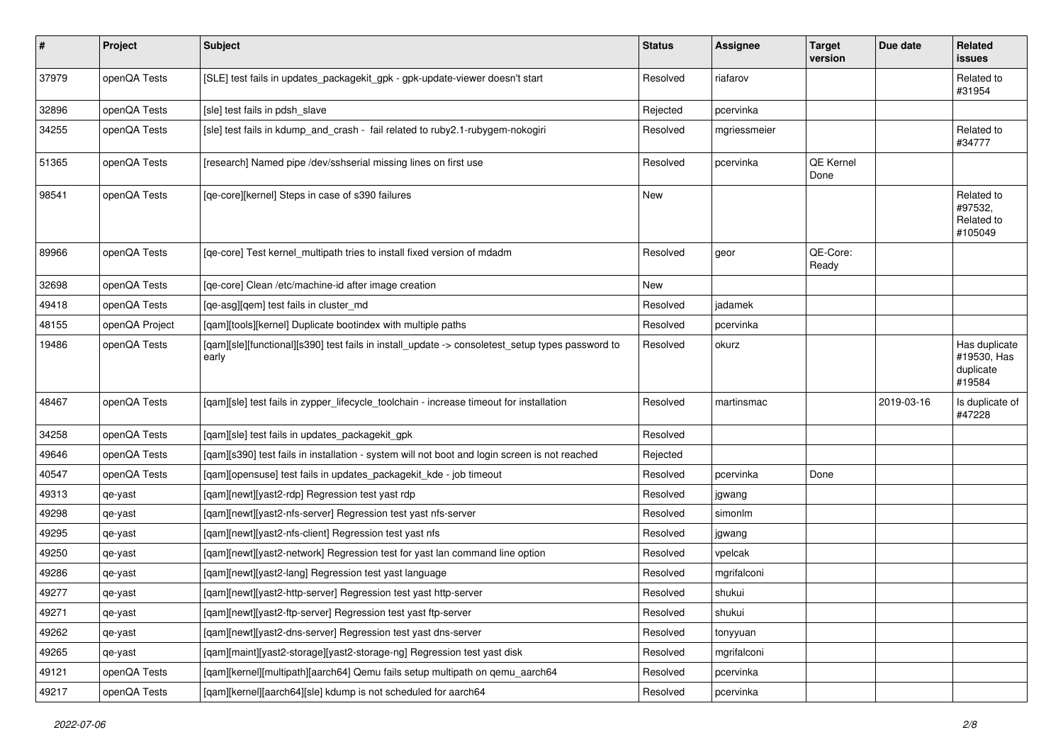| # | Project | Subject | Status | Assignee | Target version | Due date | Related issues |
|---|---|---|---|---|---|---|---|
| 37979 | openQA Tests | [SLE] test fails in updates_packagekit_gpk - gpk-update-viewer doesn't start | Resolved | riafarov | | | Related to #31954 |
| 32896 | openQA Tests | [sle] test fails in pdsh_slave | Rejected | pcervinka | | | |
| 34255 | openQA Tests | [sle] test fails in kdump_and_crash - fail related to ruby2.1-rubygem-nokogiri | Resolved | mgriessmeier | | | Related to #34777 |
| 51365 | openQA Tests | [research] Named pipe /dev/sshserial missing lines on first use | Resolved | pcervinka | QE Kernel Done | | |
| 98541 | openQA Tests | [qe-core][kernel] Steps in case of s390 failures | New | | | | Related to #97532, Related to #105049 |
| 89966 | openQA Tests | [qe-core] Test kernel_multipath tries to install fixed version of mdadm | Resolved | geor | QE-Core: Ready | | |
| 32698 | openQA Tests | [qe-core] Clean /etc/machine-id after image creation | New | | | | |
| 49418 | openQA Tests | [qe-asg][qem] test fails in cluster_md | Resolved | jadamek | | | |
| 48155 | openQA Project | [qam][tools][kernel] Duplicate bootindex with multiple paths | Resolved | pcervinka | | | |
| 19486 | openQA Tests | [qam][sle][functional][s390] test fails in install_update -> consoletest_setup types password to early | Resolved | okurz | | | Has duplicate #19530, Has duplicate #19584 |
| 48467 | openQA Tests | [qam][sle] test fails in zypper_lifecycle_toolchain - increase timeout for installation | Resolved | martinsmac | | 2019-03-16 | Is duplicate of #47228 |
| 34258 | openQA Tests | [qam][sle] test fails in updates_packagekit_gpk | Resolved | | | | |
| 49646 | openQA Tests | [qam][s390] test fails in installation - system will not boot and login screen is not reached | Rejected | | | | |
| 40547 | openQA Tests | [qam][opensuse] test fails in updates_packagekit_kde - job timeout | Resolved | pcervinka | Done | | |
| 49313 | qe-yast | [qam][newt][yast2-rdp] Regression test yast rdp | Resolved | jgwang | | | |
| 49298 | qe-yast | [qam][newt][yast2-nfs-server] Regression test yast nfs-server | Resolved | simonlm | | | |
| 49295 | qe-yast | [qam][newt][yast2-nfs-client] Regression test yast nfs | Resolved | jgwang | | | |
| 49250 | qe-yast | [qam][newt][yast2-network] Regression test for yast lan command line option | Resolved | vpelcak | | | |
| 49286 | qe-yast | [qam][newt][yast2-lang] Regression test yast language | Resolved | mgrifalconi | | | |
| 49277 | qe-yast | [qam][newt][yast2-http-server] Regression test yast http-server | Resolved | shukui | | | |
| 49271 | qe-yast | [qam][newt][yast2-ftp-server] Regression test yast ftp-server | Resolved | shukui | | | |
| 49262 | qe-yast | [qam][newt][yast2-dns-server] Regression test yast dns-server | Resolved | tonyyuan | | | |
| 49265 | qe-yast | [qam][maint][yast2-storage][yast2-storage-ng] Regression test yast disk | Resolved | mgrifalconi | | | |
| 49121 | openQA Tests | [qam][kernel][multipath][aarch64] Qemu fails setup multipath on qemu_aarch64 | Resolved | pcervinka | | | |
| 49217 | openQA Tests | [qam][kernel][aarch64][sle] kdump is not scheduled for aarch64 | Resolved | pcervinka | | | |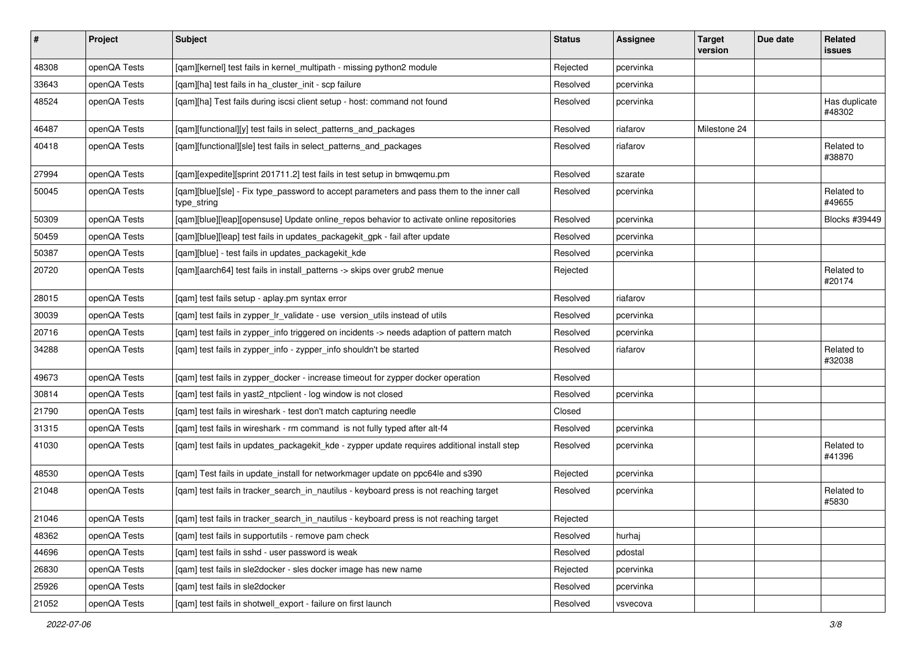| # | Project | Subject | Status | Assignee | Target version | Due date | Related issues |
|---|---|---|---|---|---|---|---|
| 48308 | openQA Tests | [qam][kernel] test fails in kernel_multipath - missing python2 module | Rejected | pcervinka | | | |
| 33643 | openQA Tests | [qam][ha] test fails in ha_cluster_init - scp failure | Resolved | pcervinka | | | |
| 48524 | openQA Tests | [qam][ha] Test fails during iscsi client setup - host: command not found | Resolved | pcervinka | | | Has duplicate #48302 |
| 46487 | openQA Tests | [qam][functional][y] test fails in select_patterns_and_packages | Resolved | riafarov | Milestone 24 | | |
| 40418 | openQA Tests | [qam][functional][sle] test fails in select_patterns_and_packages | Resolved | riafarov | | | Related to #38870 |
| 27994 | openQA Tests | [qam][expedite][sprint 201711.2] test fails in test setup in bmwqemu.pm | Resolved | szarate | | | |
| 50045 | openQA Tests | [qam][blue][sle] - Fix type_password to accept parameters and pass them to the inner call type_string | Resolved | pcervinka | | | Related to #49655 |
| 50309 | openQA Tests | [qam][blue][leap][opensuse] Update online_repos behavior to activate online repositories | Resolved | pcervinka | | | Blocks #39449 |
| 50459 | openQA Tests | [qam][blue][leap] test fails in updates_packagekit_gpk - fail after update | Resolved | pcervinka | | | |
| 50387 | openQA Tests | [qam][blue] - test fails in updates_packagekit_kde | Resolved | pcervinka | | | |
| 20720 | openQA Tests | [qam][aarch64] test fails in install_patterns -> skips over grub2 menue | Rejected | | | | Related to #20174 |
| 28015 | openQA Tests | [qam] test fails setup - aplay.pm syntax error | Resolved | riafarov | | | |
| 30039 | openQA Tests | [qam] test fails in zypper_lr_validate - use version_utils instead of utils | Resolved | pcervinka | | | |
| 20716 | openQA Tests | [qam] test fails in zypper_info triggered on incidents -> needs adaption of pattern match | Resolved | pcervinka | | | |
| 34288 | openQA Tests | [qam] test fails in zypper_info - zypper_info shouldn't be started | Resolved | riafarov | | | Related to #32038 |
| 49673 | openQA Tests | [qam] test fails in zypper_docker - increase timeout for zypper docker operation | Resolved | | | | |
| 30814 | openQA Tests | [qam] test fails in yast2_ntpclient - log window is not closed | Resolved | pcervinka | | | |
| 21790 | openQA Tests | [qam] test fails in wireshark - test don't match capturing needle | Closed | | | | |
| 31315 | openQA Tests | [qam] test fails in wireshark - rm command is not fully typed after alt-f4 | Resolved | pcervinka | | | |
| 41030 | openQA Tests | [qam] test fails in updates_packagekit_kde - zypper update requires additional install step | Resolved | pcervinka | | | Related to #41396 |
| 48530 | openQA Tests | [qam] Test fails in update_install for networkmager update on ppc64le and s390 | Rejected | pcervinka | | | |
| 21048 | openQA Tests | [qam] test fails in tracker_search_in_nautilus - keyboard press is not reaching target | Resolved | pcervinka | | | Related to #5830 |
| 21046 | openQA Tests | [qam] test fails in tracker_search_in_nautilus - keyboard press is not reaching target | Rejected | | | | |
| 48362 | openQA Tests | [qam] test fails in supportutils - remove pam check | Resolved | hurhaj | | | |
| 44696 | openQA Tests | [qam] test fails in sshd - user password is weak | Resolved | pdostal | | | |
| 26830 | openQA Tests | [qam] test fails in sle2docker - sles docker image has new name | Rejected | pcervinka | | | |
| 25926 | openQA Tests | [qam] test fails in sle2docker | Resolved | pcervinka | | | |
| 21052 | openQA Tests | [qam] test fails in shotwell_export - failure on first launch | Resolved | vsvecova | | | |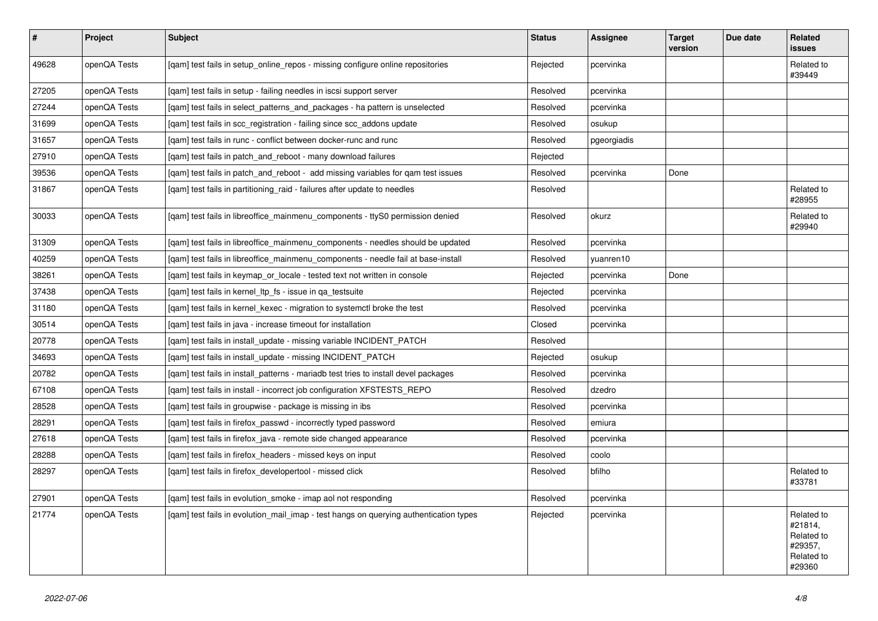| # | Project | Subject | Status | Assignee | Target version | Due date | Related issues |
|---|---|---|---|---|---|---|---|
| 49628 | openQA Tests | [qam] test fails in setup_online_repos - missing configure online repositories | Rejected | pcervinka | | | Related to #39449 |
| 27205 | openQA Tests | [qam] test fails in setup - failing needles in iscsi support server | Resolved | pcervinka | | | |
| 27244 | openQA Tests | [qam] test fails in select_patterns_and_packages - ha pattern is unselected | Resolved | pcervinka | | | |
| 31699 | openQA Tests | [qam] test fails in scc_registration - failing since scc_addons update | Resolved | osukup | | | |
| 31657 | openQA Tests | [qam] test fails in runc - conflict between docker-runc and runc | Resolved | pgeorgiadis | | | |
| 27910 | openQA Tests | [qam] test fails in patch_and_reboot - many download failures | Rejected | | | | |
| 39536 | openQA Tests | [qam] test fails in patch_and_reboot - add missing variables for qam test issues | Resolved | pcervinka | Done | | |
| 31867 | openQA Tests | [qam] test fails in partitioning_raid - failures after update to needles | Resolved | | | | Related to #28955 |
| 30033 | openQA Tests | [qam] test fails in libreoffice_mainmenu_components - ttyS0 permission denied | Resolved | okurz | | | Related to #29940 |
| 31309 | openQA Tests | [qam] test fails in libreoffice_mainmenu_components - needles should be updated | Resolved | pcervinka | | | |
| 40259 | openQA Tests | [qam] test fails in libreoffice_mainmenu_components - needle fail at base-install | Resolved | yuanren10 | | | |
| 38261 | openQA Tests | [qam] test fails in keymap_or_locale - tested text not written in console | Rejected | pcervinka | Done | | |
| 37438 | openQA Tests | [qam] test fails in kernel_ltp_fs - issue in qa_testsuite | Rejected | pcervinka | | | |
| 31180 | openQA Tests | [qam] test fails in kernel_kexec - migration to systemctl broke the test | Resolved | pcervinka | | | |
| 30514 | openQA Tests | [qam] test fails in java - increase timeout for installation | Closed | pcervinka | | | |
| 20778 | openQA Tests | [qam] test fails in install_update - missing variable INCIDENT_PATCH | Resolved | | | | |
| 34693 | openQA Tests | [qam] test fails in install_update - missing INCIDENT_PATCH | Rejected | osukup | | | |
| 20782 | openQA Tests | [qam] test fails in install_patterns - mariadb test tries to install devel packages | Resolved | pcervinka | | | |
| 67108 | openQA Tests | [qam] test fails in install - incorrect job configuration XFSTESTS_REPO | Resolved | dzedro | | | |
| 28528 | openQA Tests | [qam] test fails in groupwise - package is missing in ibs | Resolved | pcervinka | | | |
| 28291 | openQA Tests | [qam] test fails in firefox_passwd - incorrectly typed password | Resolved | emiura | | | |
| 27618 | openQA Tests | [qam] test fails in firefox_java - remote side changed appearance | Resolved | pcervinka | | | |
| 28288 | openQA Tests | [qam] test fails in firefox_headers - missed keys on input | Resolved | coolo | | | |
| 28297 | openQA Tests | [qam] test fails in firefox_developertool - missed click | Resolved | bfilho | | | Related to #33781 |
| 27901 | openQA Tests | [qam] test fails in evolution_smoke - imap aol not responding | Resolved | pcervinka | | | |
| 21774 | openQA Tests | [qam] test fails in evolution_mail_imap - test hangs on querying authentication types | Rejected | pcervinka | | | Related to #21814, Related to #29357, Related to #29360 |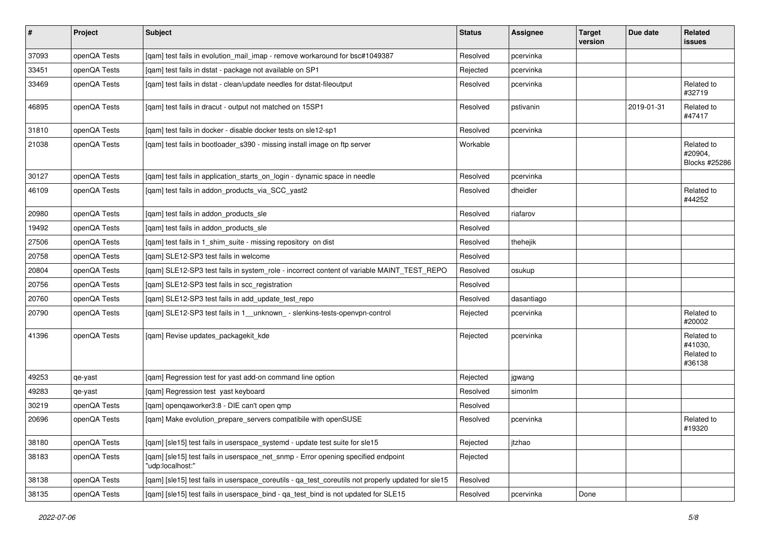| # | Project | Subject | Status | Assignee | Target version | Due date | Related issues |
|---|---|---|---|---|---|---|---|
| 37093 | openQA Tests | [qam] test fails in evolution_mail_imap - remove workaround for bsc#1049387 | Resolved | pcervinka | | | |
| 33451 | openQA Tests | [qam] test fails in dstat - package not available on SP1 | Rejected | pcervinka | | | |
| 33469 | openQA Tests | [qam] test fails in dstat - clean/update needles for dstat-fileoutput | Resolved | pcervinka | | | Related to #32719 |
| 46895 | openQA Tests | [qam] test fails in dracut - output not matched on 15SP1 | Resolved | pstivanin | | 2019-01-31 | Related to #47417 |
| 31810 | openQA Tests | [qam] test fails in docker - disable docker tests on sle12-sp1 | Resolved | pcervinka | | | |
| 21038 | openQA Tests | [qam] test fails in bootloader_s390 - missing install image on ftp server | Workable | | | | Related to #20904, Blocks #25286 |
| 30127 | openQA Tests | [qam] test fails in application_starts_on_login - dynamic space in needle | Resolved | pcervinka | | | |
| 46109 | openQA Tests | [qam] test fails in addon_products_via_SCC_yast2 | Resolved | dheidler | | | Related to #44252 |
| 20980 | openQA Tests | [qam] test fails in addon_products_sle | Resolved | riafarov | | | |
| 19492 | openQA Tests | [qam] test fails in addon_products_sle | Resolved | | | | |
| 27506 | openQA Tests | [qam] test fails in 1_shim_suite - missing repository on dist | Resolved | thehejik | | | |
| 20758 | openQA Tests | [qam] SLE12-SP3 test fails in welcome | Resolved | | | | |
| 20804 | openQA Tests | [qam] SLE12-SP3 test fails in system_role - incorrect content of variable MAINT_TEST_REPO | Resolved | osukup | | | |
| 20756 | openQA Tests | [qam] SLE12-SP3 test fails in scc_registration | Resolved | | | | |
| 20760 | openQA Tests | [qam] SLE12-SP3 test fails in add_update_test_repo | Resolved | dasantiago | | | |
| 20790 | openQA Tests | [qam] SLE12-SP3 test fails in 1__unknown_ - slenkins-tests-openvpn-control | Rejected | pcervinka | | | Related to #20002 |
| 41396 | openQA Tests | [qam] Revise updates_packagekit_kde | Rejected | pcervinka | | | Related to #41030, Related to #36138 |
| 49253 | qe-yast | [qam] Regression test for yast add-on command line option | Rejected | jgwang | | | |
| 49283 | qe-yast | [qam] Regression test yast keyboard | Resolved | simonlm | | | |
| 30219 | openQA Tests | [qam] openqaworker3:8 - DIE can't open qmp | Resolved | | | | |
| 20696 | openQA Tests | [qam] Make evolution_prepare_servers compatibile with openSUSE | Resolved | pcervinka | | | Related to #19320 |
| 38180 | openQA Tests | [qam] [sle15] test fails in userspace_systemd - update test suite for sle15 | Rejected | jtzhao | | | |
| 38183 | openQA Tests | [qam] [sle15] test fails in userspace_net_snmp - Error opening specified endpoint "udp:localhost:" | Rejected | | | | |
| 38138 | openQA Tests | [qam] [sle15] test fails in userspace_coreutils - qa_test_coreutils not properly updated for sle15 | Resolved | | | | |
| 38135 | openQA Tests | [qam] [sle15] test fails in userspace_bind - qa_test_bind is not updated for SLE15 | Resolved | pcervinka | Done | | |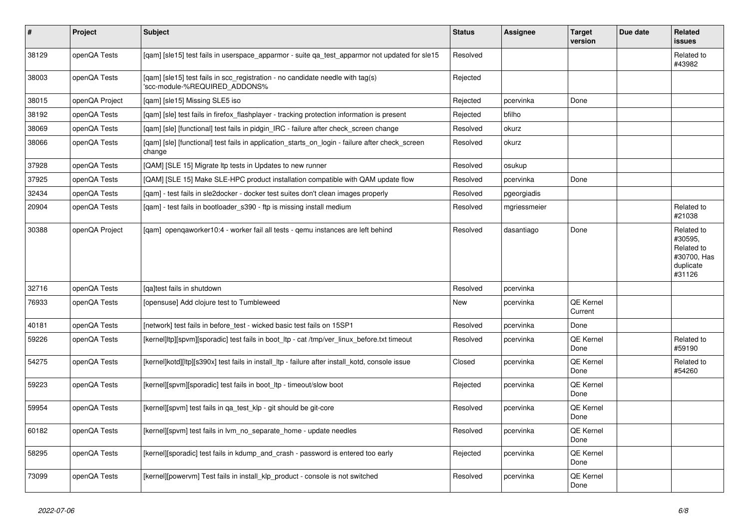| # | Project | Subject | Status | Assignee | Target version | Due date | Related issues |
|---|---|---|---|---|---|---|---|
| 38129 | openQA Tests | [qam] [sle15] test fails in userspace_apparmor - suite qa_test_apparmor not updated for sle15 | Resolved | | | | Related to #43982 |
| 38003 | openQA Tests | [qam] [sle15] test fails in scc_registration - no candidate needle with tag(s) 'scc-module-%REQUIRED_ADDONS% | Rejected | | | | |
| 38015 | openQA Project | [qam] [sle15] Missing SLE5 iso | Rejected | pcervinka | Done | | |
| 38192 | openQA Tests | [qam] [sle] test fails in firefox_flashplayer - tracking protection information is present | Rejected | bfilho | | | |
| 38069 | openQA Tests | [qam] [sle] [functional] test fails in pidgin_IRC - failure after check_screen change | Resolved | okurz | | | |
| 38066 | openQA Tests | [qam] [sle] [functional] test fails in application_starts_on_login - failure after check_screen change | Resolved | okurz | | | |
| 37928 | openQA Tests | [QAM] [SLE 15] Migrate ltp tests in Updates to new runner | Resolved | osukup | | | |
| 37925 | openQA Tests | [QAM] [SLE 15] Make SLE-HPC product installation compatible with QAM update flow | Resolved | pcervinka | Done | | |
| 32434 | openQA Tests | [qam] - test fails in sle2docker - docker test suites don't clean images properly | Resolved | pgeorgiadis | | | |
| 20904 | openQA Tests | [qam] - test fails in bootloader_s390 - ftp is missing install medium | Resolved | mgriessmeier | | | Related to #21038 |
| 30388 | openQA Project | [qam] openqaworker10:4 - worker fail all tests - qemu instances are left behind | Resolved | dasantiago | Done | | Related to #30595, Related to #30700, Has duplicate #31126 |
| 32716 | openQA Tests | [qa]test fails in shutdown | Resolved | pcervinka | | | |
| 76933 | openQA Tests | [opensuse] Add clojure test to Tumbleweed | New | pcervinka | QE Kernel Current | | |
| 40181 | openQA Tests | [network] test fails in before_test - wicked basic test fails on 15SP1 | Resolved | pcervinka | Done | | |
| 59226 | openQA Tests | [kernel]ltp][spvm][sporadic] test fails in boot_ltp - cat /tmp/ver_linux_before.txt timeout | Resolved | pcervinka | QE Kernel Done | | Related to #59190 |
| 54275 | openQA Tests | [kernel]kotd][ltp][s390x] test fails in install_ltp - failure after install_kotd, console issue | Closed | pcervinka | QE Kernel Done | | Related to #54260 |
| 59223 | openQA Tests | [kernel][spvm][sporadic] test fails in boot_ltp - timeout/slow boot | Rejected | pcervinka | QE Kernel Done | | |
| 59954 | openQA Tests | [kernel][spvm] test fails in qa_test_klp - git should be git-core | Resolved | pcervinka | QE Kernel Done | | |
| 60182 | openQA Tests | [kernel][spvm] test fails in lvm_no_separate_home - update needles | Resolved | pcervinka | QE Kernel Done | | |
| 58295 | openQA Tests | [kernel][sporadic] test fails in kdump_and_crash - password is entered too early | Rejected | pcervinka | QE Kernel Done | | |
| 73099 | openQA Tests | [kernel][powervm] Test fails in install_klp_product - console is not switched | Resolved | pcervinka | QE Kernel Done | | |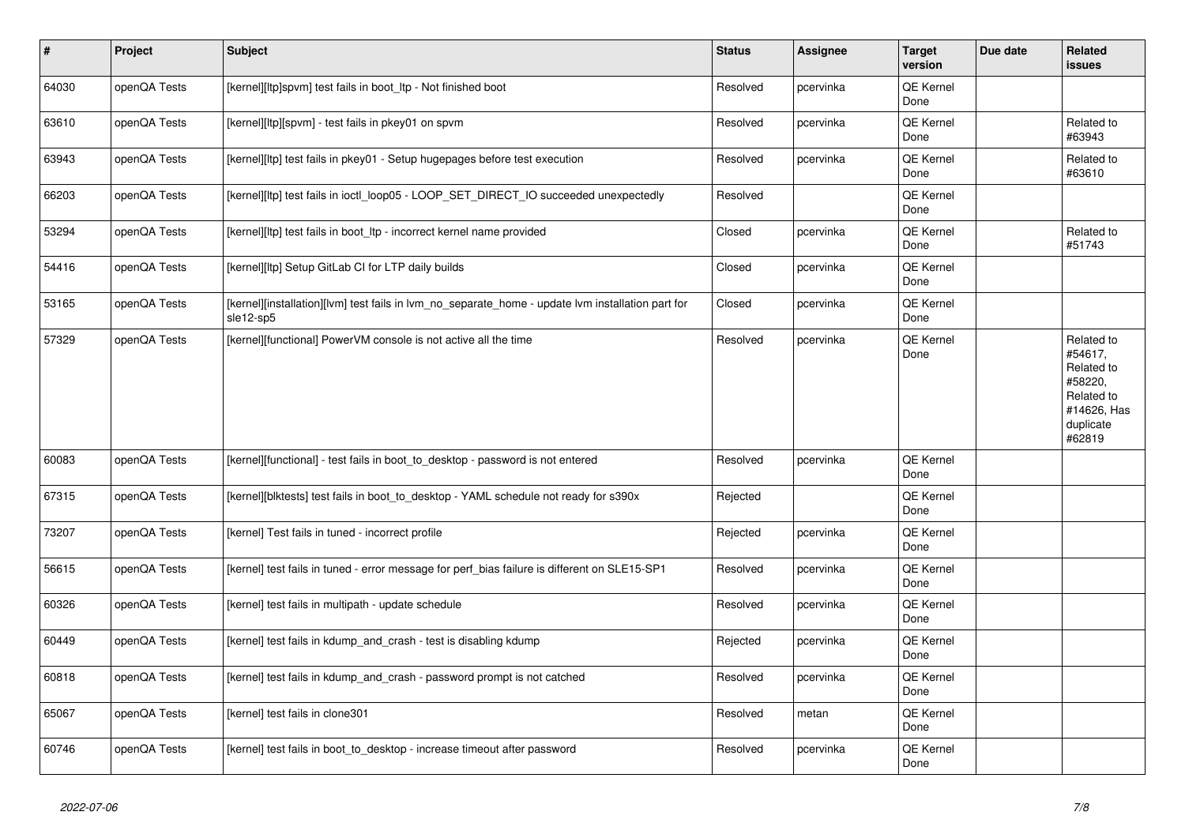| # | Project | Subject | Status | Assignee | Target version | Due date | Related issues |
|---|---|---|---|---|---|---|---|
| 64030 | openQA Tests | [kernel][ltp]spvm] test fails in boot_ltp - Not finished boot | Resolved | pcervinka | QE Kernel Done | | |
| 63610 | openQA Tests | [kernel][ltp][spvm] - test fails in pkey01 on spvm | Resolved | pcervinka | QE Kernel Done | | Related to #63943 |
| 63943 | openQA Tests | [kernel][ltp] test fails in pkey01 - Setup hugepages before test execution | Resolved | pcervinka | QE Kernel Done | | Related to #63610 |
| 66203 | openQA Tests | [kernel][ltp] test fails in ioctl_loop05 - LOOP_SET_DIRECT_IO succeeded unexpectedly | Resolved | | QE Kernel Done | | |
| 53294 | openQA Tests | [kernel][ltp] test fails in boot_ltp - incorrect kernel name provided | Closed | pcervinka | QE Kernel Done | | Related to #51743 |
| 54416 | openQA Tests | [kernel][ltp] Setup GitLab CI for LTP daily builds | Closed | pcervinka | QE Kernel Done | | |
| 53165 | openQA Tests | [kernel][installation][lvm] test fails in lvm_no_separate_home - update lvm installation part for sle12-sp5 | Closed | pcervinka | QE Kernel Done | | |
| 57329 | openQA Tests | [kernel][functional] PowerVM console is not active all the time | Resolved | pcervinka | QE Kernel Done | | Related to #54617, Related to #58220, Related to #14626, Has duplicate #62819 |
| 60083 | openQA Tests | [kernel][functional] - test fails in boot_to_desktop - password is not entered | Resolved | pcervinka | QE Kernel Done | | |
| 67315 | openQA Tests | [kernel][blktests] test fails in boot_to_desktop - YAML schedule not ready for s390x | Rejected | | QE Kernel Done | | |
| 73207 | openQA Tests | [kernel] Test fails in tuned - incorrect profile | Rejected | pcervinka | QE Kernel Done | | |
| 56615 | openQA Tests | [kernel] test fails in tuned - error message for perf_bias failure is different on SLE15-SP1 | Resolved | pcervinka | QE Kernel Done | | |
| 60326 | openQA Tests | [kernel] test fails in multipath - update schedule | Resolved | pcervinka | QE Kernel Done | | |
| 60449 | openQA Tests | [kernel] test fails in kdump_and_crash - test is disabling kdump | Rejected | pcervinka | QE Kernel Done | | |
| 60818 | openQA Tests | [kernel] test fails in kdump_and_crash - password prompt is not catched | Resolved | pcervinka | QE Kernel Done | | |
| 65067 | openQA Tests | [kernel] test fails in clone301 | Resolved | metan | QE Kernel Done | | |
| 60746 | openQA Tests | [kernel] test fails in boot_to_desktop - increase timeout after password | Resolved | pcervinka | QE Kernel Done | | |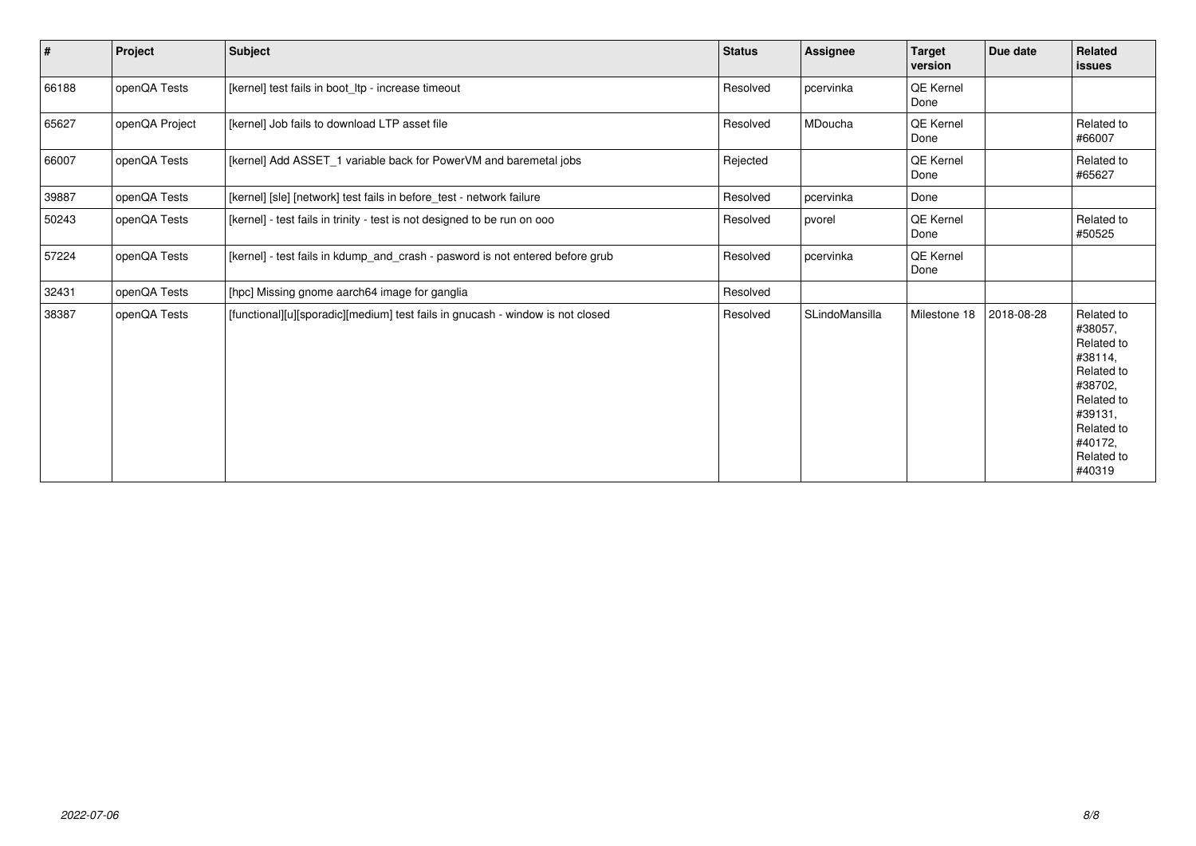| # | Project | Subject | Status | Assignee | Target version | Due date | Related issues |
|---|---|---|---|---|---|---|---|
| 66188 | openQA Tests | [kernel] test fails in boot_ltp - increase timeout | Resolved | pcervinka | QE Kernel Done | | |
| 65627 | openQA Project | [kernel] Job fails to download LTP asset file | Resolved | MDoucha | QE Kernel Done | | Related to #66007 |
| 66007 | openQA Tests | [kernel] Add ASSET_1 variable back for PowerVM and baremetal jobs | Rejected | | QE Kernel Done | | Related to #65627 |
| 39887 | openQA Tests | [kernel] [sle] [network] test fails in before_test - network failure | Resolved | pcervinka | Done | | |
| 50243 | openQA Tests | [kernel] - test fails in trinity - test is not designed to be run on ooo | Resolved | pvorel | QE Kernel Done | | Related to #50525 |
| 57224 | openQA Tests | [kernel] - test fails in kdump_and_crash - pasword is not entered before grub | Resolved | pcervinka | QE Kernel Done | | |
| 32431 | openQA Tests | [hpc] Missing gnome aarch64 image for ganglia | Resolved | | | | |
| 38387 | openQA Tests | [functional][u][sporadic][medium] test fails in gnucash - window is not closed | Resolved | SLindoMansilla | Milestone 18 | 2018-08-28 | Related to #38057, Related to #38114, Related to #38702, Related to #39131, Related to #40172, Related to #40319 |